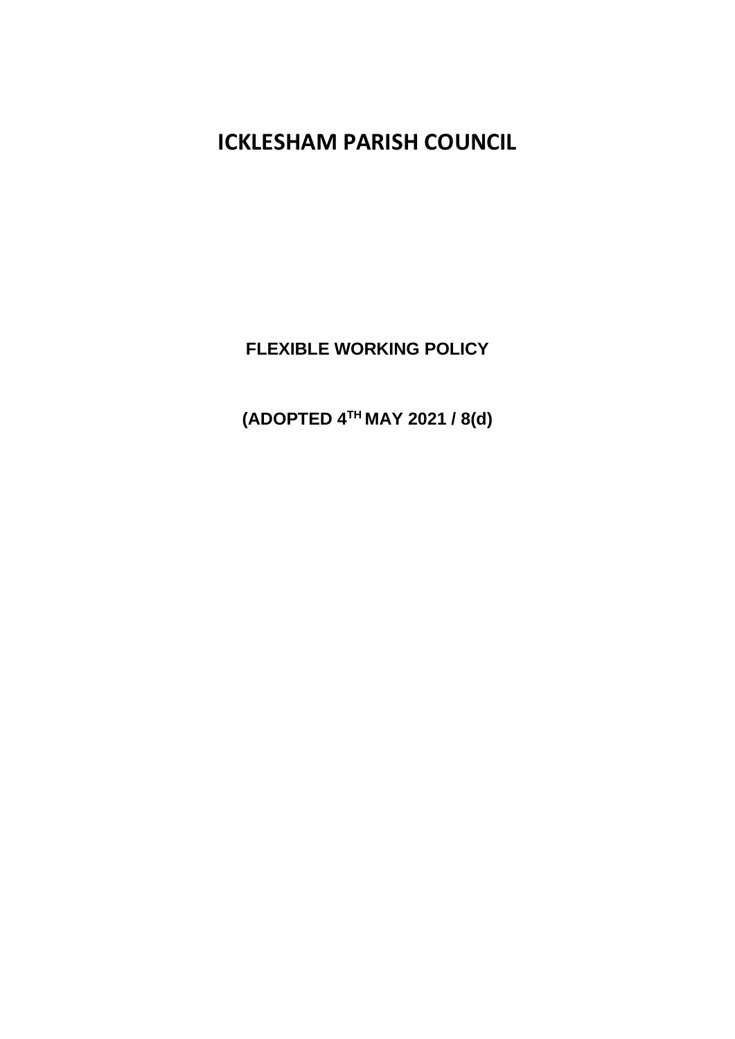# ICKLESHAM PARISH COUNCIL

## FLEXIBLE WORKING POLICY

**(ADOPTED 4TH MAY 2021 / 8(d))**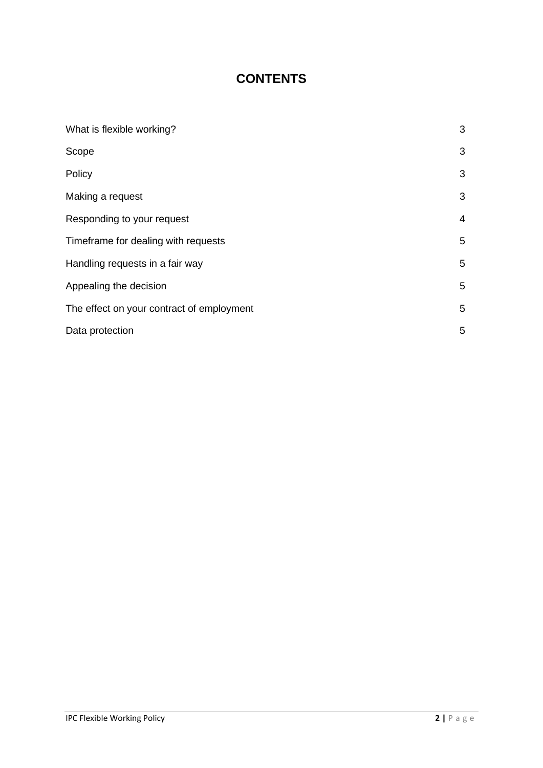# CONTENTS

| | |
|---|---|
| What is flexible working? | 3 |
| Scope | 3 |
| Policy | 3 |
| Making a request | 3 |
| Responding to your request | 4 |
| Timeframe for dealing with requests | 5 |
| Handling requests in a fair way | 5 |
| Appealing the decision | 5 |
| The effect on your contract of employment | 5 |
| Data protection | 5 |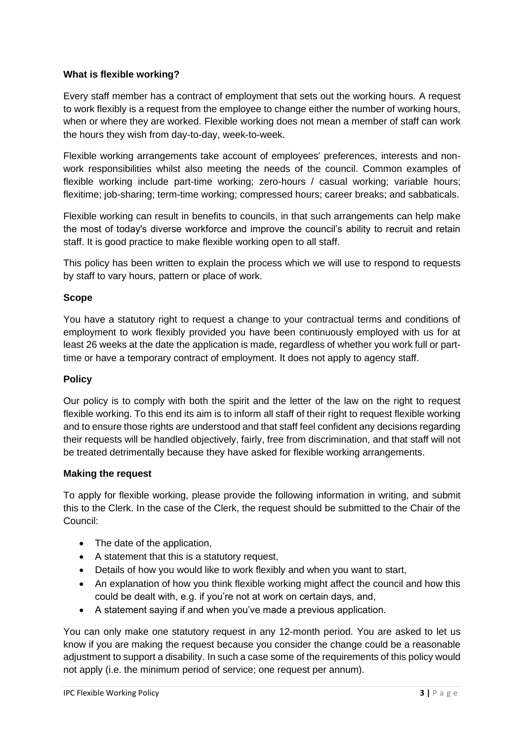**What is flexible working?**

Every staff member has a contract of employment that sets out the working hours. A request to work flexibly is a request from the employee to change either the number of working hours, when or where they are worked. Flexible working does not mean a member of staff can work the hours they wish from day-to-day, week-to-week.

Flexible working arrangements take account of employees' preferences, interests and non-work responsibilities whilst also meeting the needs of the council. Common examples of flexible working include part-time working; zero-hours / casual working; variable hours; flexitime; job-sharing; term-time working; compressed hours; career breaks; and sabbaticals.

Flexible working can result in benefits to councils, in that such arrangements can help make the most of today's diverse workforce and improve the council's ability to recruit and retain staff. It is good practice to make flexible working open to all staff.

This policy has been written to explain the process which we will use to respond to requests by staff to vary hours, pattern or place of work.

**Scope**

You have a statutory right to request a change to your contractual terms and conditions of employment to work flexibly provided you have been continuously employed with us for at least 26 weeks at the date the application is made, regardless of whether you work full or part-time or have a temporary contract of employment. It does not apply to agency staff.

**Policy**

Our policy is to comply with both the spirit and the letter of the law on the right to request flexible working. To this end its aim is to inform all staff of their right to request flexible working and to ensure those rights are understood and that staff feel confident any decisions regarding their requests will be handled objectively, fairly, free from discrimination, and that staff will not be treated detrimentally because they have asked for flexible working arrangements.

**Making the request**

To apply for flexible working, please provide the following information in writing, and submit this to the Clerk. In the case of the Clerk, the request should be submitted to the Chair of the Council:

- The date of the application,
- A statement that this is a statutory request,
- Details of how you would like to work flexibly and when you want to start,
- An explanation of how you think flexible working might affect the council and how this could be dealt with, e.g. if you're not at work on certain days, and,
- A statement saying if and when you've made a previous application.

You can only make one statutory request in any 12-month period. You are asked to let us know if you are making the request because you consider the change could be a reasonable adjustment to support a disability. In such a case some of the requirements of this policy would not apply (i.e. the minimum period of service; one request per annum).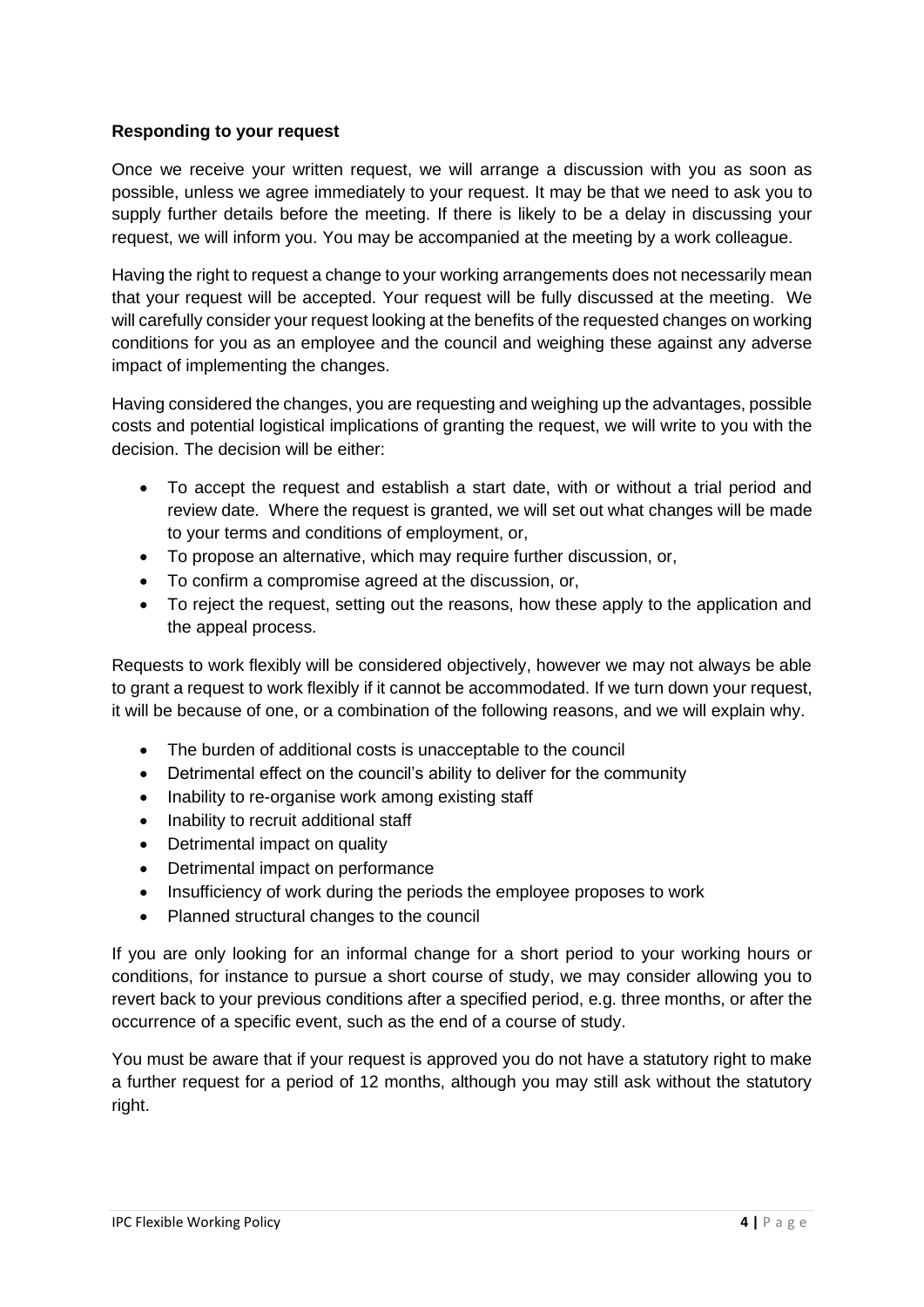**Responding to your request**

Once we receive your written request, we will arrange a discussion with you as soon as possible, unless we agree immediately to your request. It may be that we need to ask you to supply further details before the meeting. If there is likely to be a delay in discussing your request, we will inform you. You may be accompanied at the meeting by a work colleague.

Having the right to request a change to your working arrangements does not necessarily mean that your request will be accepted. Your request will be fully discussed at the meeting. We will carefully consider your request looking at the benefits of the requested changes on working conditions for you as an employee and the council and weighing these against any adverse impact of implementing the changes.

Having considered the changes, you are requesting and weighing up the advantages, possible costs and potential logistical implications of granting the request, we will write to you with the decision. The decision will be either:

- To accept the request and establish a start date, with or without a trial period and review date. Where the request is granted, we will set out what changes will be made to your terms and conditions of employment, or,
- To propose an alternative, which may require further discussion, or,
- To confirm a compromise agreed at the discussion, or,
- To reject the request, setting out the reasons, how these apply to the application and the appeal process.

Requests to work flexibly will be considered objectively, however we may not always be able to grant a request to work flexibly if it cannot be accommodated. If we turn down your request, it will be because of one, or a combination of the following reasons, and we will explain why.

- The burden of additional costs is unacceptable to the council
- Detrimental effect on the council's ability to deliver for the community
- Inability to re-organise work among existing staff
- Inability to recruit additional staff
- Detrimental impact on quality
- Detrimental impact on performance
- Insufficiency of work during the periods the employee proposes to work
- Planned structural changes to the council

If you are only looking for an informal change for a short period to your working hours or conditions, for instance to pursue a short course of study, we may consider allowing you to revert back to your previous conditions after a specified period, e.g. three months, or after the occurrence of a specific event, such as the end of a course of study.

You must be aware that if your request is approved you do not have a statutory right to make a further request for a period of 12 months, although you may still ask without the statutory right.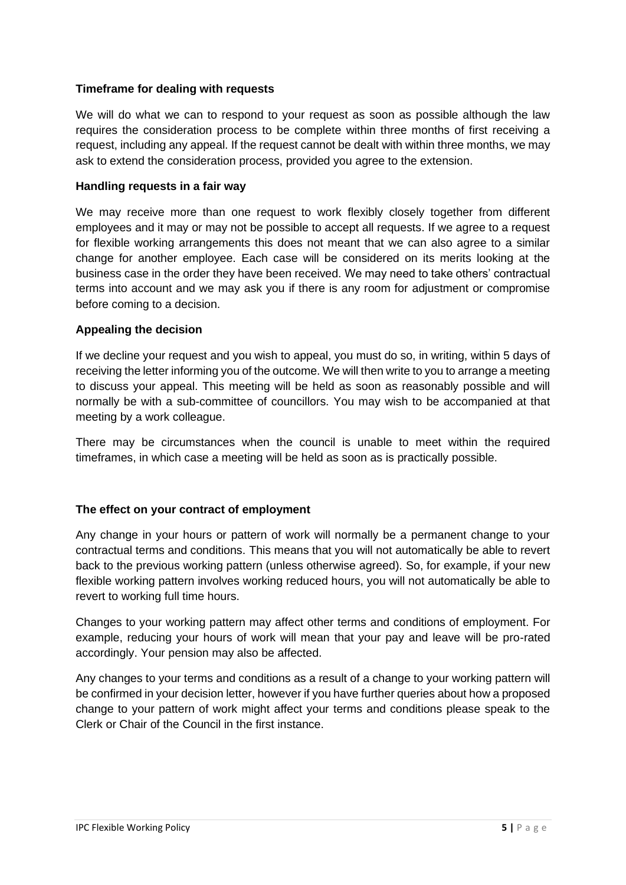**Timeframe for dealing with requests**

We will do what we can to respond to your request as soon as possible although the law requires the consideration process to be complete within three months of first receiving a request, including any appeal. If the request cannot be dealt with within three months, we may ask to extend the consideration process, provided you agree to the extension.

**Handling requests in a fair way**

We may receive more than one request to work flexibly closely together from different employees and it may or may not be possible to accept all requests. If we agree to a request for flexible working arrangements this does not meant that we can also agree to a similar change for another employee. Each case will be considered on its merits looking at the business case in the order they have been received. We may need to take others' contractual terms into account and we may ask you if there is any room for adjustment or compromise before coming to a decision.

**Appealing the decision**

If we decline your request and you wish to appeal, you must do so, in writing, within 5 days of receiving the letter informing you of the outcome. We will then write to you to arrange a meeting to discuss your appeal. This meeting will be held as soon as reasonably possible and will normally be with a sub-committee of councillors. You may wish to be accompanied at that meeting by a work colleague.

There may be circumstances when the council is unable to meet within the required timeframes, in which case a meeting will be held as soon as is practically possible.

**The effect on your contract of employment**

Any change in your hours or pattern of work will normally be a permanent change to your contractual terms and conditions. This means that you will not automatically be able to revert back to the previous working pattern (unless otherwise agreed). So, for example, if your new flexible working pattern involves working reduced hours, you will not automatically be able to revert to working full time hours.

Changes to your working pattern may affect other terms and conditions of employment. For example, reducing your hours of work will mean that your pay and leave will be pro-rated accordingly. Your pension may also be affected.

Any changes to your terms and conditions as a result of a change to your working pattern will be confirmed in your decision letter, however if you have further queries about how a proposed change to your pattern of work might affect your terms and conditions please speak to the Clerk or Chair of the Council in the first instance.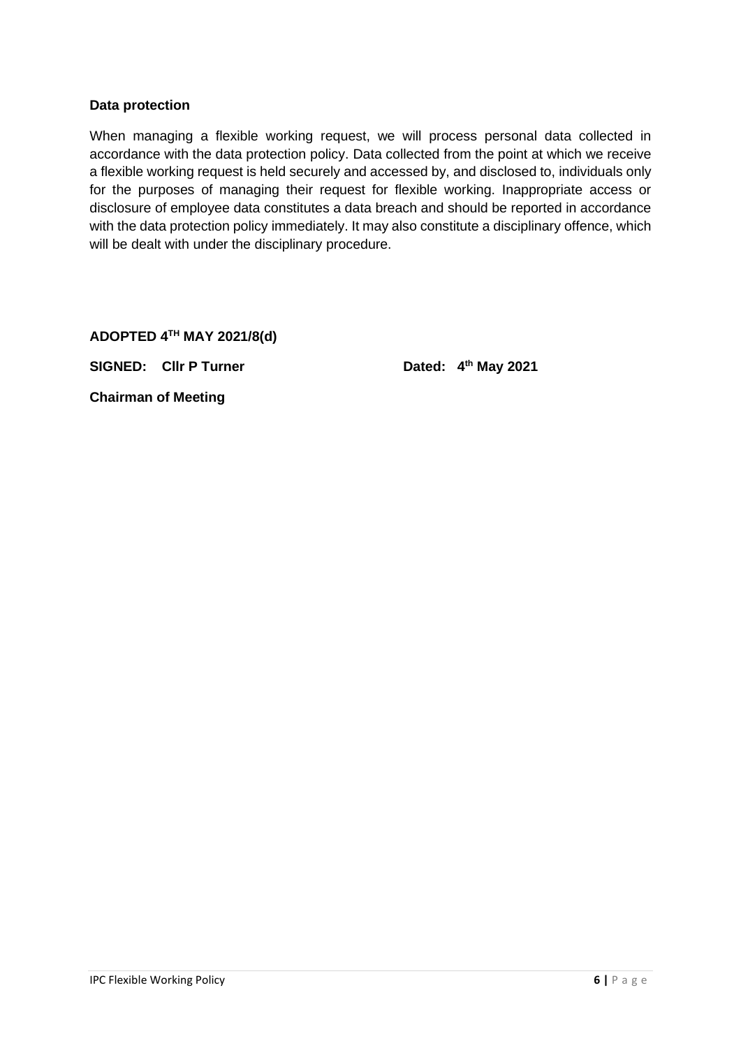**Data protection**

When managing a flexible working request, we will process personal data collected in accordance with the data protection policy. Data collected from the point at which we receive a flexible working request is held securely and accessed by, and disclosed to, individuals only for the purposes of managing their request for flexible working. Inappropriate access or disclosure of employee data constitutes a data breach and should be reported in accordance with the data protection policy immediately. It may also constitute a disciplinary offence, which will be dealt with under the disciplinary procedure.

**ADOPTED 4TH MAY 2021/8(d)**

**SIGNED: Cllr P Turner** **Dated: 4th May 2021**

**Chairman of Meeting**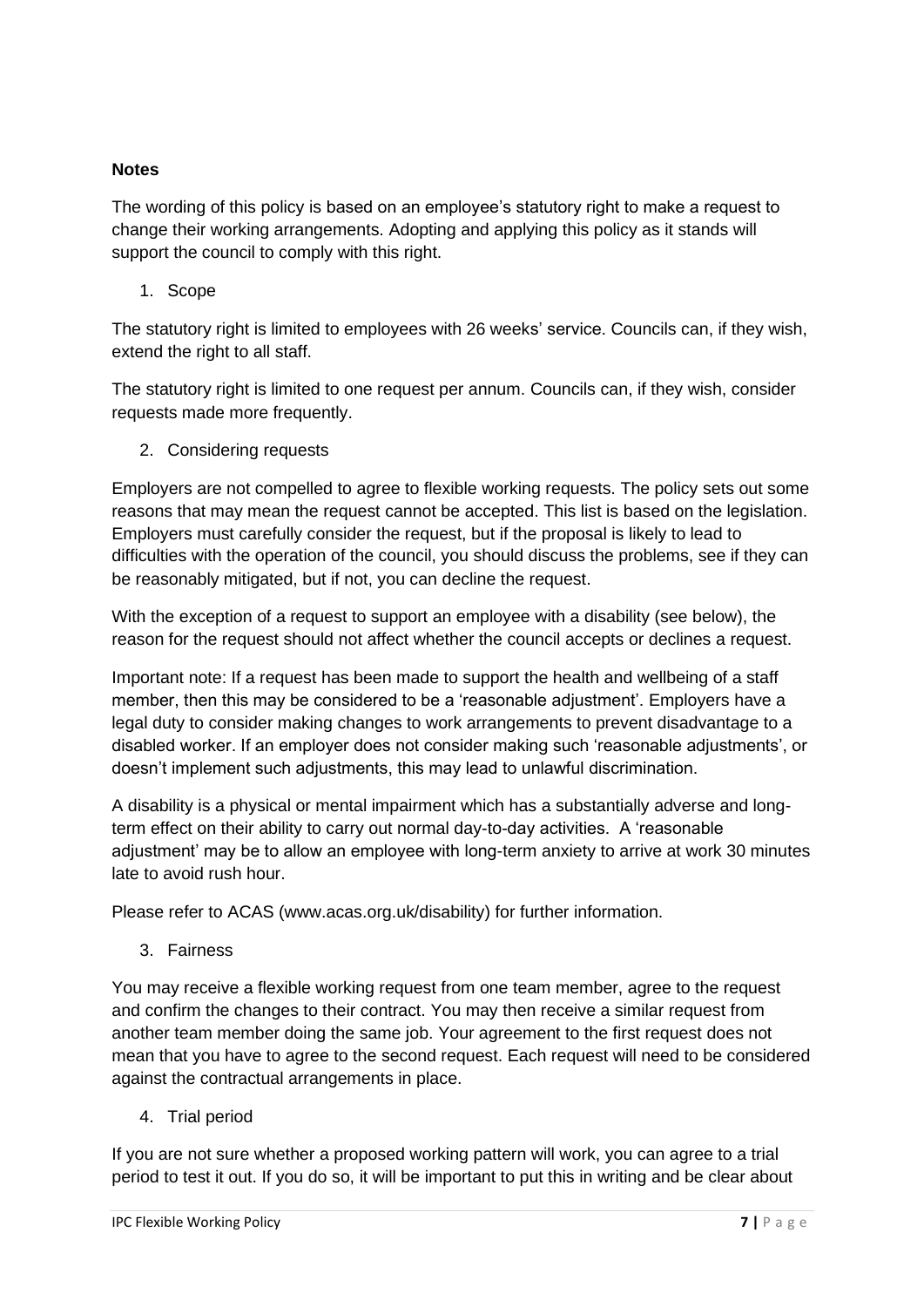**Notes**

The wording of this policy is based on an employee's statutory right to make a request to change their working arrangements. Adopting and applying this policy as it stands will support the council to comply with this right.

1. Scope

The statutory right is limited to employees with 26 weeks' service. Councils can, if they wish, extend the right to all staff.

The statutory right is limited to one request per annum. Councils can, if they wish, consider requests made more frequently.

2. Considering requests

Employers are not compelled to agree to flexible working requests. The policy sets out some reasons that may mean the request cannot be accepted. This list is based on the legislation. Employers must carefully consider the request, but if the proposal is likely to lead to difficulties with the operation of the council, you should discuss the problems, see if they can be reasonably mitigated, but if not, you can decline the request.

With the exception of a request to support an employee with a disability (see below), the reason for the request should not affect whether the council accepts or declines a request.

Important note: If a request has been made to support the health and wellbeing of a staff member, then this may be considered to be a 'reasonable adjustment'. Employers have a legal duty to consider making changes to work arrangements to prevent disadvantage to a disabled worker. If an employer does not consider making such 'reasonable adjustments', or doesn't implement such adjustments, this may lead to unlawful discrimination.

A disability is a physical or mental impairment which has a substantially adverse and long-term effect on their ability to carry out normal day-to-day activities. A 'reasonable adjustment' may be to allow an employee with long-term anxiety to arrive at work 30 minutes late to avoid rush hour.

Please refer to ACAS (www.acas.org.uk/disability) for further information.

3. Fairness

You may receive a flexible working request from one team member, agree to the request and confirm the changes to their contract. You may then receive a similar request from another team member doing the same job. Your agreement to the first request does not mean that you have to agree to the second request. Each request will need to be considered against the contractual arrangements in place.

4. Trial period

If you are not sure whether a proposed working pattern will work, you can agree to a trial period to test it out. If you do so, it will be important to put this in writing and be clear about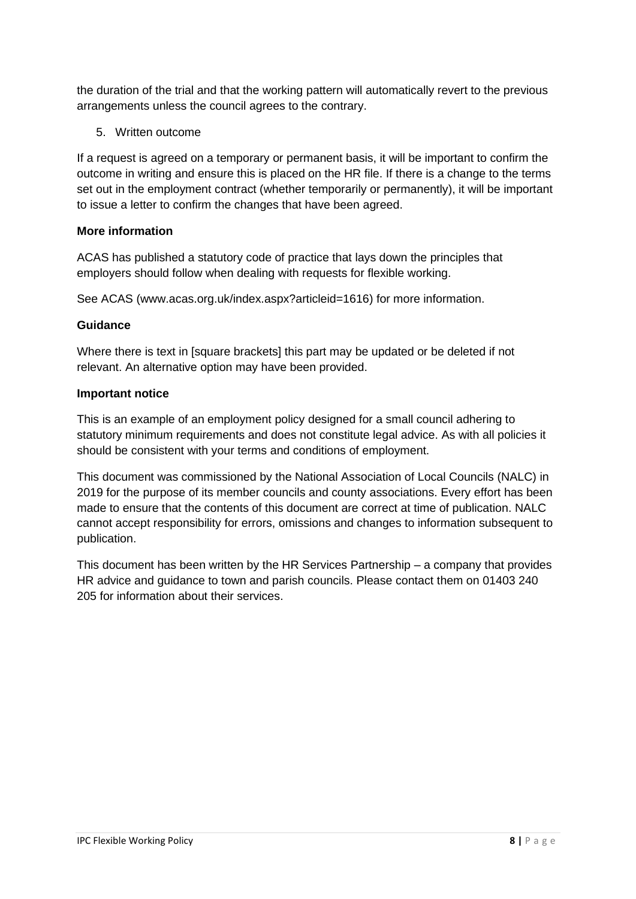the duration of the trial and that the working pattern will automatically revert to the previous arrangements unless the council agrees to the contrary.

5. Written outcome

If a request is agreed on a temporary or permanent basis, it will be important to confirm the outcome in writing and ensure this is placed on the HR file. If there is a change to the terms set out in the employment contract (whether temporarily or permanently), it will be important to issue a letter to confirm the changes that have been agreed.

**More information**

ACAS has published a statutory code of practice that lays down the principles that employers should follow when dealing with requests for flexible working.

See ACAS (www.acas.org.uk/index.aspx?articleid=1616) for more information.

**Guidance**

Where there is text in [square brackets] this part may be updated or be deleted if not relevant. An alternative option may have been provided.

**Important notice**

This is an example of an employment policy designed for a small council adhering to statutory minimum requirements and does not constitute legal advice. As with all policies it should be consistent with your terms and conditions of employment.

This document was commissioned by the National Association of Local Councils (NALC) in 2019 for the purpose of its member councils and county associations. Every effort has been made to ensure that the contents of this document are correct at time of publication. NALC cannot accept responsibility for errors, omissions and changes to information subsequent to publication.

This document has been written by the HR Services Partnership – a company that provides HR advice and guidance to town and parish councils. Please contact them on 01403 240 205 for information about their services.